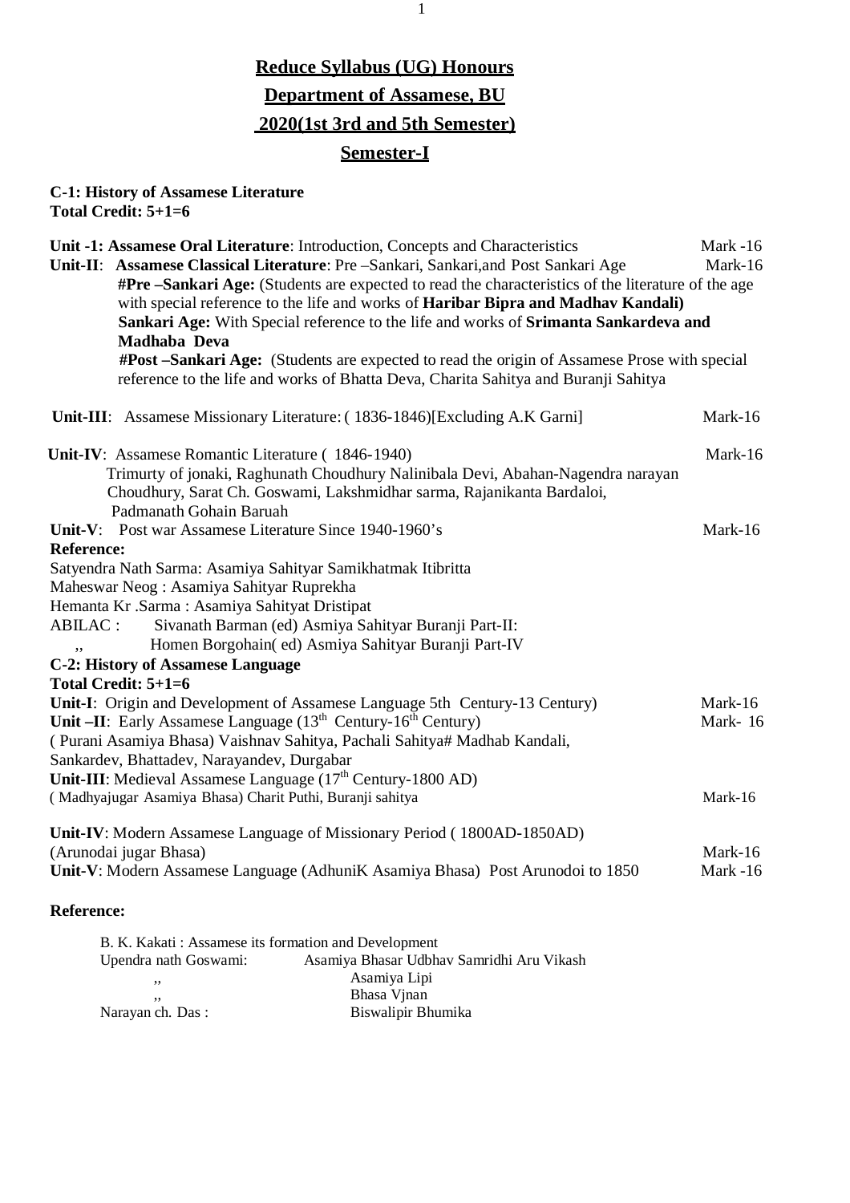# Reduce Syllabus (UG) Honours

## Department of Assamese, BU

## 2020(1st 3rd and 5th Semester)

## Semester-I

**C-1: History of Assamese Literature**
**Total Credit: 5+1=6**

**Unit -1: Assamese Oral Literature**: Introduction, Concepts and Characteristics Mark -16

**Unit-II**: **Assamese Classical Literature**: Pre –Sankari, Sankari,and Post Sankari Age Mark-16

**#Pre –Sankari Age:** (Students are expected to read the characteristics of the literature of the age with special reference to the life and works of **Haribar Bipra and Madhav Kandali)**

**Sankari Age:** With Special reference to the life and works of **Srimanta Sankardeva and Madhaba Deva**

**#Post –Sankari Age:** (Students are expected to read the origin of Assamese Prose with special reference to the life and works of Bhatta Deva, Charita Sahitya and Buranji Sahitya

**Unit-III**: Assamese Missionary Literature: ( 1836-1846)[Excluding A.K Garni] Mark-16

**Unit-IV**: Assamese Romantic Literature ( 1846-1940) Mark-16

Trimurty of jonaki, Raghunath Choudhury Nalinibala Devi, Abahan-Nagendra narayan Choudhury, Sarat Ch. Goswami, Lakshmidhar sarma, Rajanikanta Bardaloi, Padmanath Gohain Baruah

**Unit-V**: Post war Assamese Literature Since 1940-1960's Mark-16

**Reference:**

Satyendra Nath Sarma: Asamiya Sahityar Samikhatmak Itibritta
Maheswar Neog : Asamiya Sahityar Ruprekha
Hemanta Kr .Sarma : Asamiya Sahityat Dristipat
ABILAC : Sivanath Barman (ed) Asmiya Sahityar Buranji Part-II:
,, Homen Borgohain( ed) Asmiya Sahityar Buranji Part-IV

**C-2: History of Assamese Language**
**Total Credit: 5+1=6**

**Unit-I**: Origin and Development of Assamese Language 5th Century-13 Century) Mark-16

**Unit –II**: Early Assamese Language (13$^{th}$ Century-16$^{th}$ Century) Mark- 16
( Purani Asamiya Bhasa) Vaishnav Sahitya, Pachali Sahitya# Madhab Kandali, Sankardev, Bhattadev, Narayandev, Durgabar

**Unit-III**: Medieval Assamese Language (17$^{th}$ Century-1800 AD)
( Madhyajugar Asamiya Bhasa) Charit Puthi, Buranji sahitya Mark-16

**Unit-IV**: Modern Assamese Language of Missionary Period ( 1800AD-1850AD)
(Arunodai jugar Bhasa) Mark-16

**Unit-V**: Modern Assamese Language (AdhuniK Asamiya Bhasa) Post Arunodoi to 1850 Mark -16

**Reference:**

B. K. Kakati : Assamese its formation and Development
Upendra nath Goswami: Asamiya Bhasar Udbhav Samridhi Aru Vikash
,, Asamiya Lipi
,, Bhasa Vjnan
Narayan ch. Das : Biswalipir Bhumika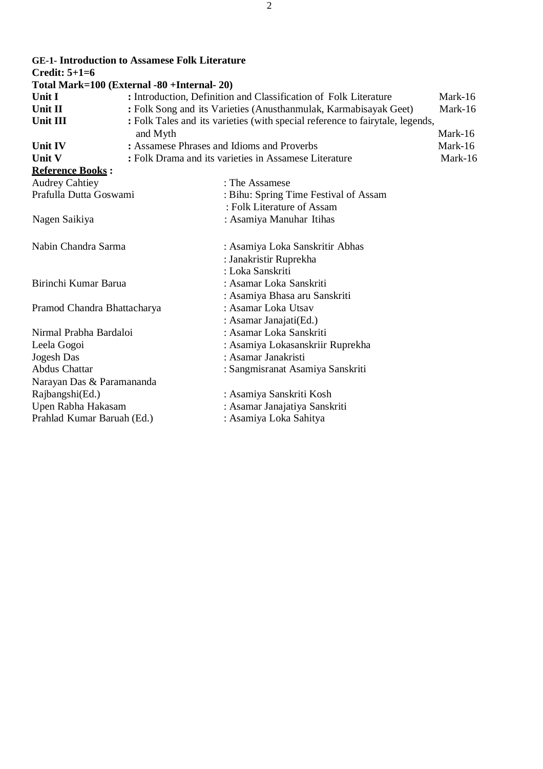**GE-1- Introduction to Assamese Folk Literature**
**Credit: 5+1=6**
**Total Mark=100 (External -80 +Internal- 20)**

| | | |
|---|---|---|
| **Unit I** | **:** Introduction, Definition and Classification of Folk Literature | Mark-16 |
| **Unit II** | **:** Folk Song and its Varieties (Anusthanmulak, Karmabisayak Geet) | Mark-16 |
| **Unit III** | **:** Folk Tales and its varieties (with special reference to fairytale, legends, and Myth | Mark-16 |
| **Unit IV** | **:** Assamese Phrases and Idioms and Proverbs | Mark-16 |
| **Unit V** | **:** Folk Drama and its varieties in Assamese Literature | Mark-16 |

**Reference Books :**

| | |
|---|---|
| Audrey Cahtiey | : The Assamese |
| Prafulla Dutta Goswami | : Bihu: Spring Time Festival of Assam |
| | : Folk Literature of Assam |
| Nagen Saikiya | : Asamiya Manuhar Itihas |
| Nabin Chandra Sarma | : Asamiya Loka Sanskritir Abhas |
| | : Janakristir Ruprekha |
| | : Loka Sanskriti |
| Birinchi Kumar Barua | : Asamar Loka Sanskriti |
| | : Asamiya Bhasa aru Sanskriti |
| Pramod Chandra Bhattacharya | : Asamar Loka Utsav |
| | : Asamar Janajati(Ed.) |
| Nirmal Prabha Bardaloi | : Asamar Loka Sanskriti |
| Leela Gogoi | : Asamiya Lokasanskriir Ruprekha |
| Jogesh Das | : Asamar Janakristi |
| Abdus Chattar | : Sangmisranat Asamiya Sanskriti |
| Narayan Das & Paramananda Rajbangshi(Ed.) | : Asamiya Sanskriti Kosh |
| Upen Rabha Hakasam | : Asamar Janajatiya Sanskriti |
| Prahlad Kumar Baruah (Ed.) | : Asamiya Loka Sahitya |